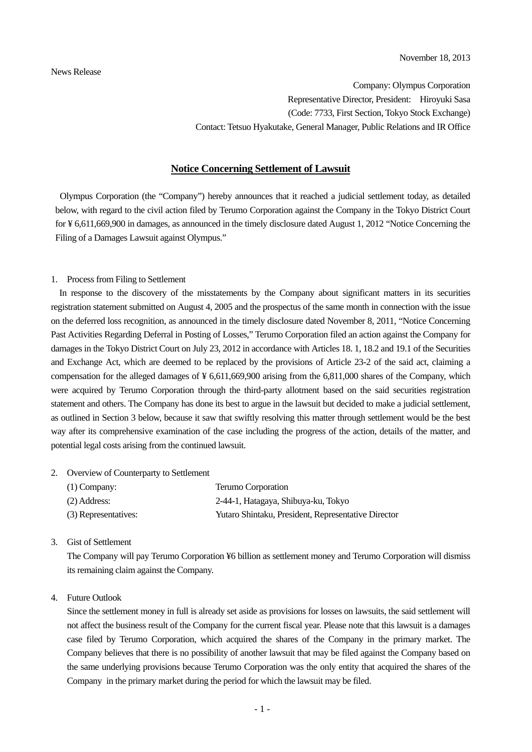November 18, 2013

News Release

Company: Olympus Corporation
Representative Director, President: Hiroyuki Sasa
(Code: 7733, First Section, Tokyo Stock Exchange)
Contact: Tetsuo Hyakutake, General Manager, Public Relations and IR Office

## Notice Concerning Settlement of Lawsuit

Olympus Corporation (the "Company") hereby announces that it reached a judicial settlement today, as detailed below, with regard to the civil action filed by Terumo Corporation against the Company in the Tokyo District Court for ¥ 6,611,669,900 in damages, as announced in the timely disclosure dated August 1, 2012 "Notice Concerning the Filing of a Damages Lawsuit against Olympus."

1. Process from Filing to Settlement

In response to the discovery of the misstatements by the Company about significant matters in its securities registration statement submitted on August 4, 2005 and the prospectus of the same month in connection with the issue on the deferred loss recognition, as announced in the timely disclosure dated November 8, 2011, "Notice Concerning Past Activities Regarding Deferral in Posting of Losses," Terumo Corporation filed an action against the Company for damages in the Tokyo District Court on July 23, 2012 in accordance with Articles 18. 1, 18.2 and 19.1 of the Securities and Exchange Act, which are deemed to be replaced by the provisions of Article 23-2 of the said act, claiming a compensation for the alleged damages of ¥ 6,611,669,900 arising from the 6,811,000 shares of the Company, which were acquired by Terumo Corporation through the third-party allotment based on the said securities registration statement and others. The Company has done its best to argue in the lawsuit but decided to make a judicial settlement, as outlined in Section 3 below, because it saw that swiftly resolving this matter through settlement would be the best way after its comprehensive examination of the case including the progress of the action, details of the matter, and potential legal costs arising from the continued lawsuit.

2. Overview of Counterparty to Settlement

| | |
|---|---|
| (1) Company: | Terumo Corporation |
| (2) Address: | 2-44-1, Hatagaya, Shibuya-ku, Tokyo |
| (3) Representatives: | Yutaro Shintaku, President, Representative Director |

3. Gist of Settlement

The Company will pay Terumo Corporation ¥6 billion as settlement money and Terumo Corporation will dismiss its remaining claim against the Company.

4. Future Outlook

Since the settlement money in full is already set aside as provisions for losses on lawsuits, the said settlement will not affect the business result of the Company for the current fiscal year. Please note that this lawsuit is a damages case filed by Terumo Corporation, which acquired the shares of the Company in the primary market. The Company believes that there is no possibility of another lawsuit that may be filed against the Company based on the same underlying provisions because Terumo Corporation was the only entity that acquired the shares of the Company in the primary market during the period for which the lawsuit may be filed.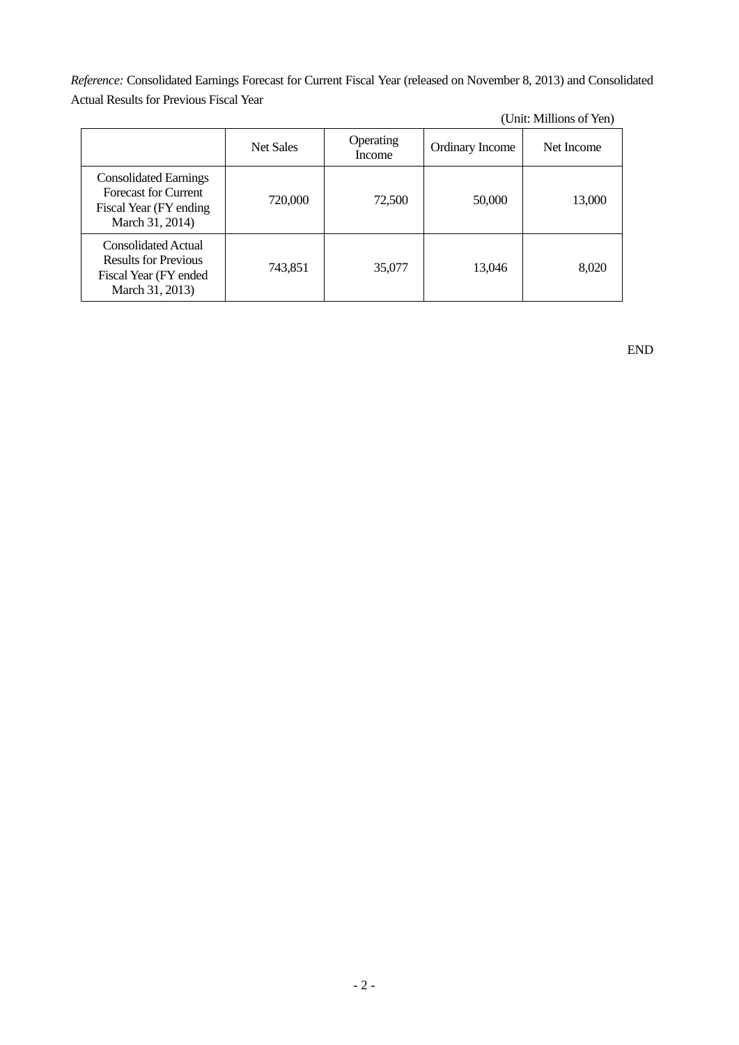*Reference:* Consolidated Earnings Forecast for Current Fiscal Year (released on November 8, 2013) and Consolidated Actual Results for Previous Fiscal Year

(Unit: Millions of Yen)

| | Net Sales | Operating Income | Ordinary Income | Net Income |
|---|---|---|---|---|
| Consolidated Earnings Forecast for Current Fiscal Year (FY ending March 31, 2014) | 720,000 | 72,500 | 50,000 | 13,000 |
| Consolidated Actual Results for Previous Fiscal Year (FY ended March 31, 2013) | 743,851 | 35,077 | 13,046 | 8,020 |

END